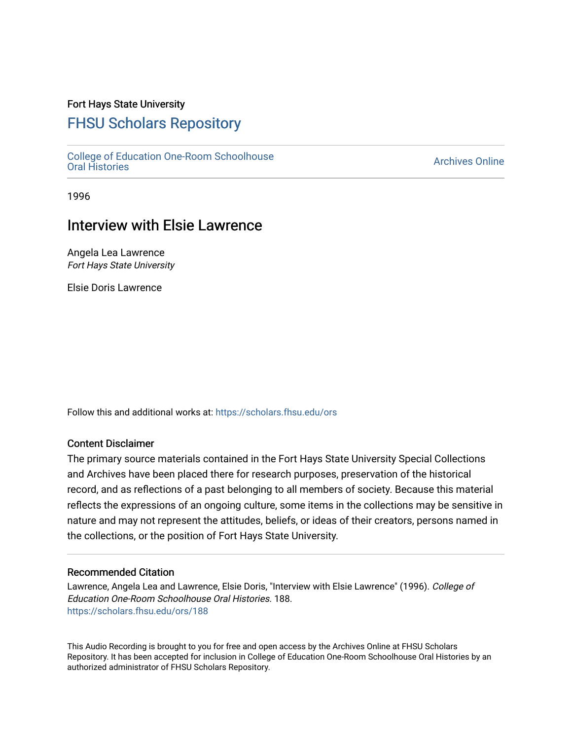Fort Hays State University

# FHSU Scholars Repository

College of Education One-Room Schoolhouse Oral Histories

Archives Online

1996

## Interview with Elsie Lawrence

Angela Lea Lawrence
*Fort Hays State University*

Elsie Doris Lawrence

Follow this and additional works at: https://scholars.fhsu.edu/ors

### Content Disclaimer

The primary source materials contained in the Fort Hays State University Special Collections and Archives have been placed there for research purposes, preservation of the historical record, and as reflections of a past belonging to all members of society. Because this material reflects the expressions of an ongoing culture, some items in the collections may be sensitive in nature and may not represent the attitudes, beliefs, or ideas of their creators, persons named in the collections, or the position of Fort Hays State University.

### Recommended Citation

Lawrence, Angela Lea and Lawrence, Elsie Doris, "Interview with Elsie Lawrence" (1996). *College of Education One-Room Schoolhouse Oral Histories*. 188.
https://scholars.fhsu.edu/ors/188

This Audio Recording is brought to you for free and open access by the Archives Online at FHSU Scholars Repository. It has been accepted for inclusion in College of Education One-Room Schoolhouse Oral Histories by an authorized administrator of FHSU Scholars Repository.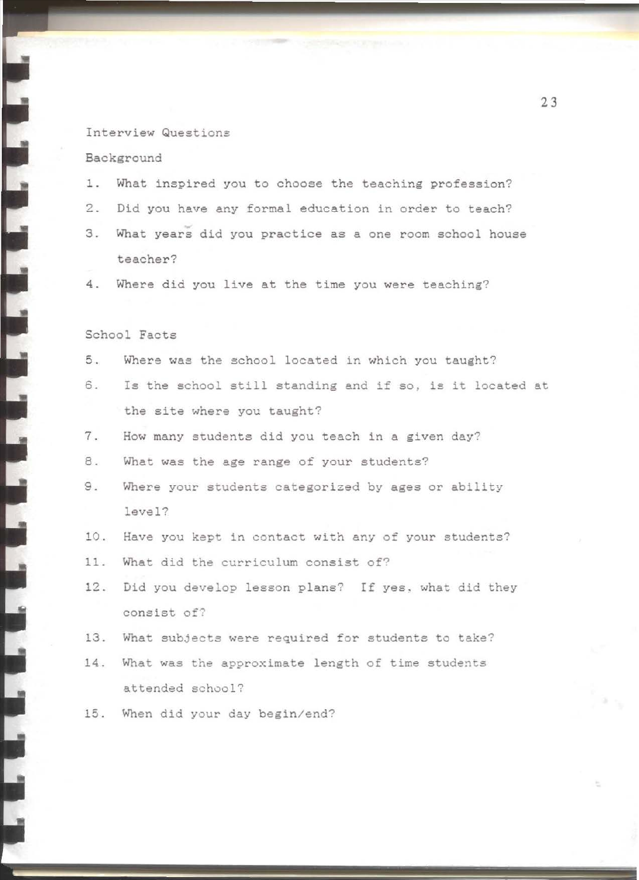Interview Questions

Background

1. What inspired you to choose the teaching profession?
2. Did you have any formal education in order to teach?
3. What years did you practice as a one room school house teacher?
4. Where did you live at the time you were teaching?

School Facts

5. Where was the school located in which you taught?
6. Is the school still standing and if so, is it located at the site where you taught?
7. How many students did you teach in a given day?
8. What was the age range of your students?
9. Where your students categorized by ages or ability level?
10. Have you kept in contact with any of your students?
11. What did the curriculum consist of?
12. Did you develop lesson plans? If yes, what did they consist of?
13. What subjects were required for students to take?
14. What was the approximate length of time students attended school?
15. When did your day begin/end?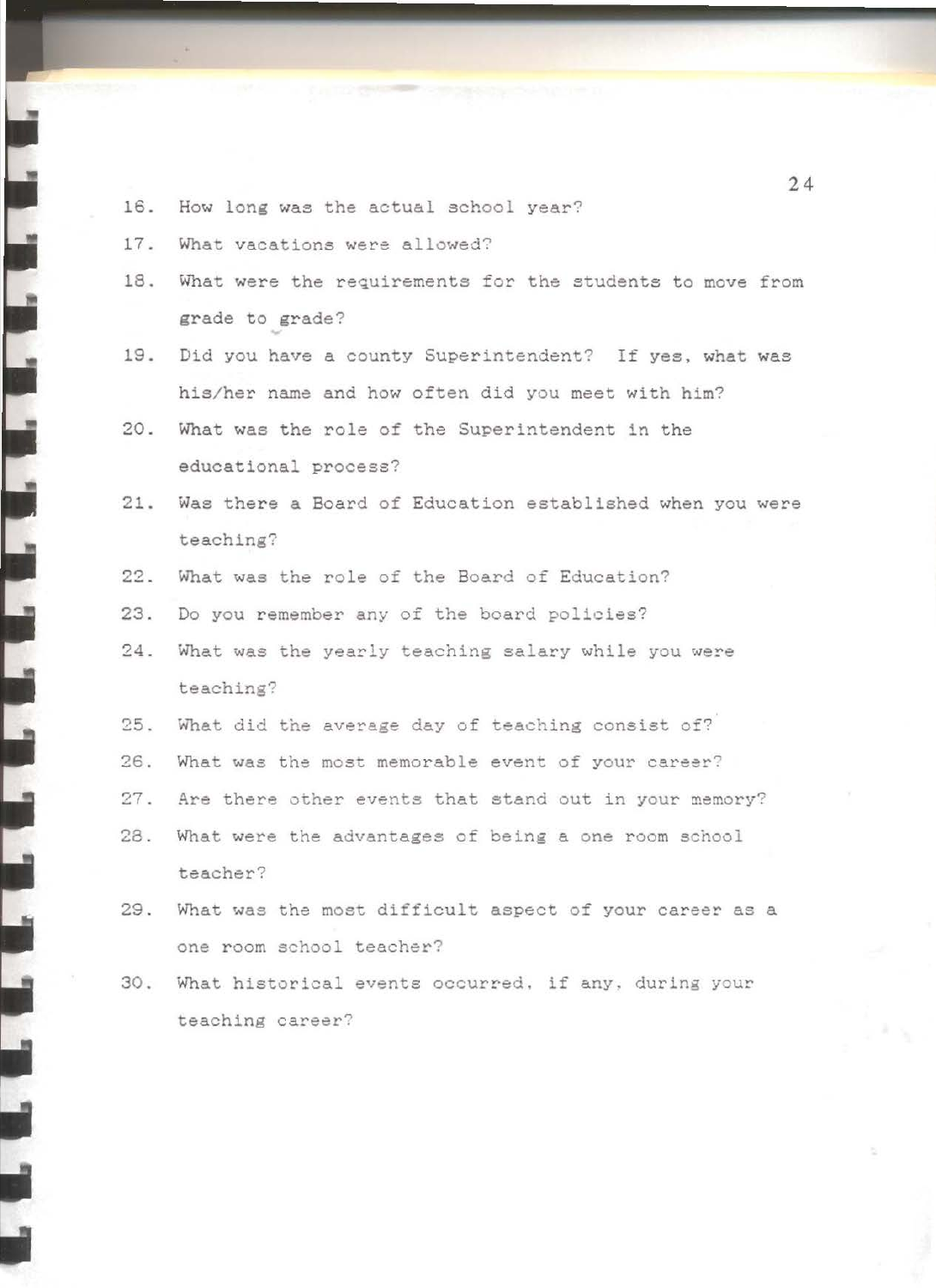16. How long was the actual school year?
17. What vacations were allowed?
18. What were the requirements for the students to move from grade to grade?
19. Did you have a county Superintendent? If yes, what was his/her name and how often did you meet with him?
20. What was the role of the Superintendent in the educational process?
21. Was there a Board of Education established when you were teaching?
22. What was the role of the Board of Education?
23. Do you remember any of the board policies?
24. What was the yearly teaching salary while you were teaching?
25. What did the average day of teaching consist of?
26. What was the most memorable event of your career?
27. Are there other events that stand out in your memory?
28. What were the advantages of being a one room school teacher?
29. What was the most difficult aspect of your career as a one room school teacher?
30. What historical events occurred, if any, during your teaching career?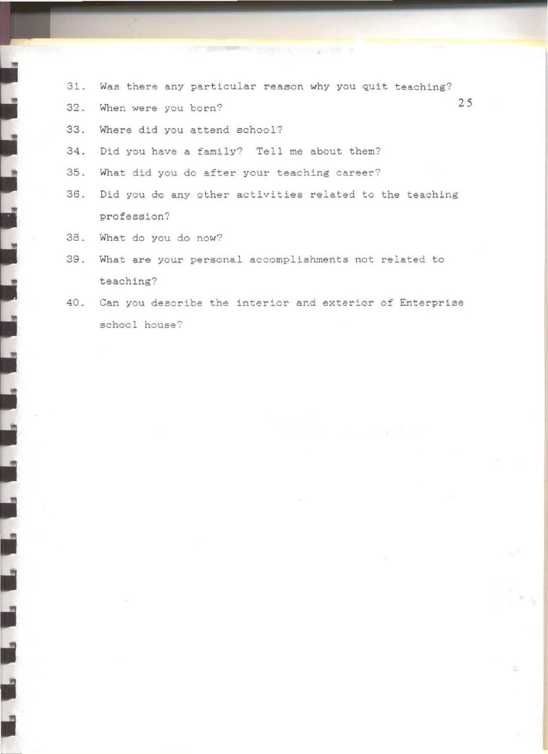31. Was there any particular reason why you quit teaching?
32. When were you born?
33. Where did you attend school?
34. Did you have a family? Tell me about them?
35. What did you do after your teaching career?
36. Did you do any other activities related to the teaching profession?
38. What do you do now?
39. What are your personal accomplishments not related to teaching?
40. Can you describe the interior and exterior of Enterprise school house?